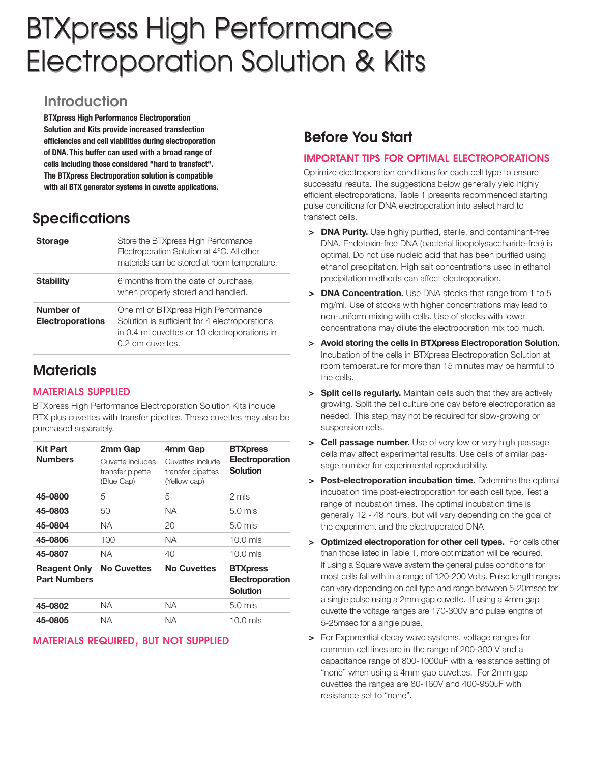# BTXpress High Performance Electroporation Solution & Kits

## Introduction

**BTXpress High Performance Electroporation Solution and Kits provide increased transfection efficiencies and cell viabilities during electroporation of DNA. This buffer can used with a broad range of cells including those considered "hard to transfect". The BTXpress Electroporation solution is compatible with all BTX generator systems in cuvette applications.**

## Specifications

| | |
|---|---|
| **Storage** | Store the BTXpress High Performance Electroporation Solution at 4°C. All other materials can be stored at room temperature. |
| **Stability** | 6 months from the date of purchase, when properly stored and handled. |
| **Number of Electroporations** | One ml of BTXpress High Performance Solution is sufficient for 4 electroporations in 0.4 ml cuvettes or 10 electroporations in 0.2 cm cuvettes. |

## Materials

### MATERIALS SUPPLIED

BTXpress High Performance Electroporation Solution Kits include BTX plus cuvettes with transfer pipettes. These cuvettes may also be purchased separately.

| **Kit Part Numbers** | **2mm Gap** Cuvette includes transfer pipette (Blue Cap) | **4mm Gap** Cuvettes include transfer pipettes (Yellow cap) | **BTXpress Electroporation Solution** |
|---|---|---|---|
| **45-0800** | 5 | 5 | 2 mls |
| **45-0803** | 50 | NA | 5.0 mls |
| **45-0804** | NA | 20 | 5.0 mls |
| **45-0806** | 100 | NA | 10.0 mls |
| **45-0807** | NA | 40 | 10.0 mls |
| **Reagent Only Part Numbers** | **No Cuvettes** | **No Cuvettes** | **BTXpress Electroporation Solution** |
| **45-0802** | NA | NA | 5.0 mls |
| **45-0805** | NA | NA | 10.0 mls |

### MATERIALS REQUIRED, BUT NOT SUPPLIED

## Before You Start

### IMPORTANT TIPS FOR OPTIMAL ELECTROPORATIONS

Optimize electroporation conditions for each cell type to ensure successful results. The suggestions below generally yield highly efficient electroporations. Table 1 presents recommended starting pulse conditions for DNA electroporation into select hard to transfect cells.

- **DNA Purity.** Use highly purified, sterile, and contaminant-free DNA. Endotoxin-free DNA (bacterial lipopolysaccharide-free) is optimal. Do not use nucleic acid that has been purified using ethanol precipitation. High salt concentrations used in ethanol precipitation methods can affect electroporation.
- **DNA Concentration.** Use DNA stocks that range from 1 to 5 mg/ml. Use of stocks with higher concentrations may lead to non-uniform mixing with cells. Use of stocks with lower concentrations may dilute the electroporation mix too much.
- **Avoid storing the cells in BTXpress Electroporation Solution.** Incubation of the cells in BTXpress Electroporation Solution at room temperature <u>for more than 15 minutes</u> may be harmful to the cells.
- **Split cells regularly.** Maintain cells such that they are actively growing. Split the cell culture one day before electroporation as needed. This step may not be required for slow-growing or suspension cells.
- **Cell passage number.** Use of very low or very high passage cells may affect experimental results. Use cells of similar passage number for experimental reproducibility.
- **Post-electroporation incubation time.** Determine the optimal incubation time post-electroporation for each cell type. Test a range of incubation times. The optimal incubation time is generally 12 - 48 hours, but will vary depending on the goal of the experiment and the electroporated DNA
- **Optimized electroporation for other cell types.** For cells other than those listed in Table 1, more optimization will be required. If using a Square wave system the general pulse conditions for most cells fall with in a range of 120-200 Volts. Pulse length ranges can vary depending on cell type and range between 5-20msec for a single pulse using a 2mm gap cuvette. If using a 4mm gap cuvette the voltage ranges are 170-300V and pulse lengths of 5-25msec for a single pulse.
- For Exponential decay wave systems, voltage ranges for common cell lines are in the range of 200-300 V and a capacitance range of 800-1000uF with a resistance setting of "none" when using a 4mm gap cuvettes. For 2mm gap cuvettes the ranges are 80-160V and 400-950uF with resistance set to "none".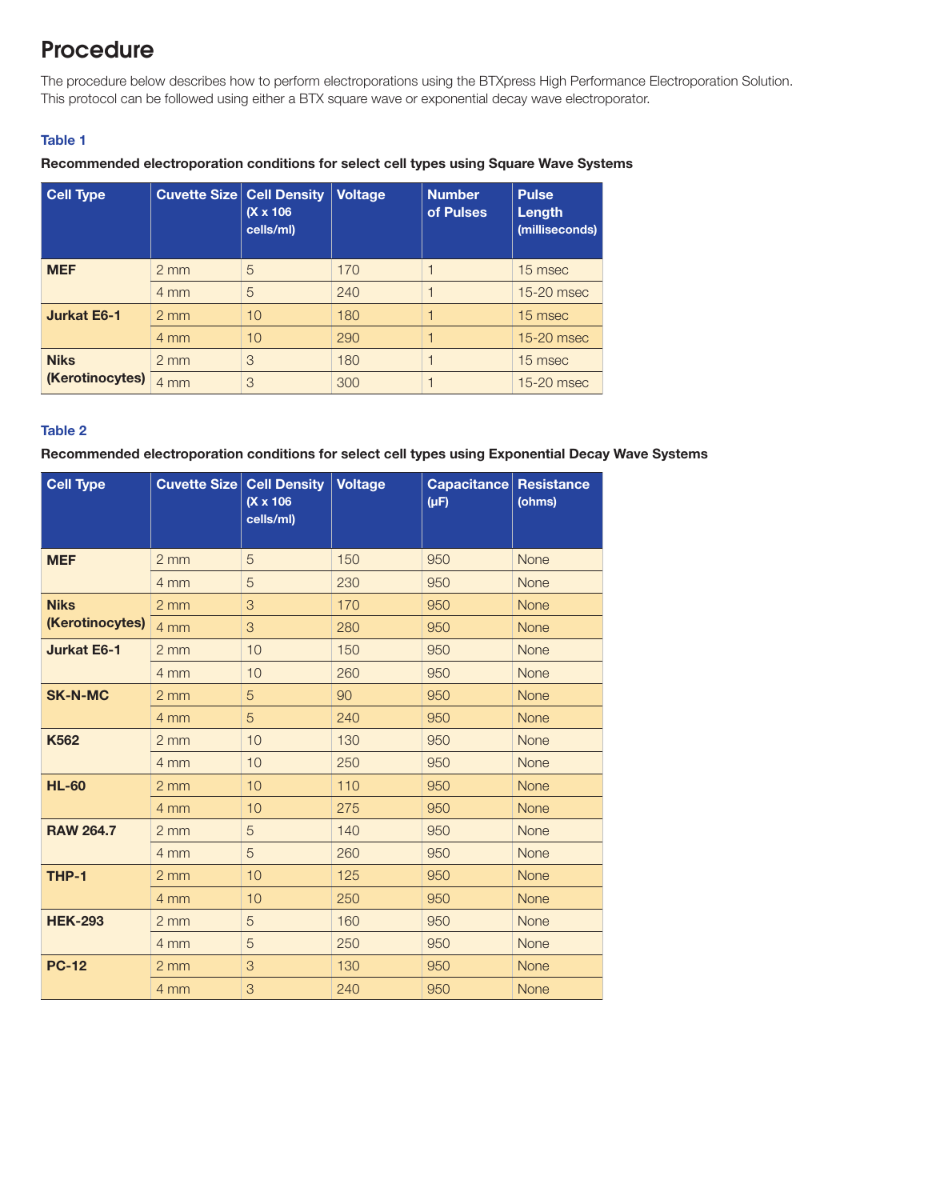# Procedure

The procedure below describes how to perform electroporations using the BTXpress High Performance Electroporation Solution. This protocol can be followed using either a BTX square wave or exponential decay wave electroporator.

### Table 1

**Recommended electroporation conditions for select cell types using Square Wave Systems**

| Cell Type | Cuvette Size | Cell Density (X x 106 cells/ml) | Voltage | Number of Pulses | Pulse Length (milliseconds) |
|---|---|---|---|---|---|
| **MEF** | 2 mm | 5 | 170 | 1 | 15 msec |
| | 4 mm | 5 | 240 | 1 | 15-20 msec |
| **Jurkat E6-1** | 2 mm | 10 | 180 | 1 | 15 msec |
| | 4 mm | 10 | 290 | 1 | 15-20 msec |
| **Niks (Kerotinocytes)** | 2 mm | 3 | 180 | 1 | 15 msec |
| | 4 mm | 3 | 300 | 1 | 15-20 msec |

### Table 2

**Recommended electroporation conditions for select cell types using Exponential Decay Wave Systems**

| Cell Type | Cuvette Size | Cell Density (X x 106 cells/ml) | Voltage | Capacitance (µF) | Resistance (ohms) |
|---|---|---|---|---|---|
| **MEF** | 2 mm | 5 | 150 | 950 | None |
| | 4 mm | 5 | 230 | 950 | None |
| **Niks (Kerotinocytes)** | 2 mm | 3 | 170 | 950 | None |
| | 4 mm | 3 | 280 | 950 | None |
| **Jurkat E6-1** | 2 mm | 10 | 150 | 950 | None |
| | 4 mm | 10 | 260 | 950 | None |
| **SK-N-MC** | 2 mm | 5 | 90 | 950 | None |
| | 4 mm | 5 | 240 | 950 | None |
| **K562** | 2 mm | 10 | 130 | 950 | None |
| | 4 mm | 10 | 250 | 950 | None |
| **HL-60** | 2 mm | 10 | 110 | 950 | None |
| | 4 mm | 10 | 275 | 950 | None |
| **RAW 264.7** | 2 mm | 5 | 140 | 950 | None |
| | 4 mm | 5 | 260 | 950 | None |
| **THP-1** | 2 mm | 10 | 125 | 950 | None |
| | 4 mm | 10 | 250 | 950 | None |
| **HEK-293** | 2 mm | 5 | 160 | 950 | None |
| | 4 mm | 5 | 250 | 950 | None |
| **PC-12** | 2 mm | 3 | 130 | 950 | None |
| | 4 mm | 3 | 240 | 950 | None |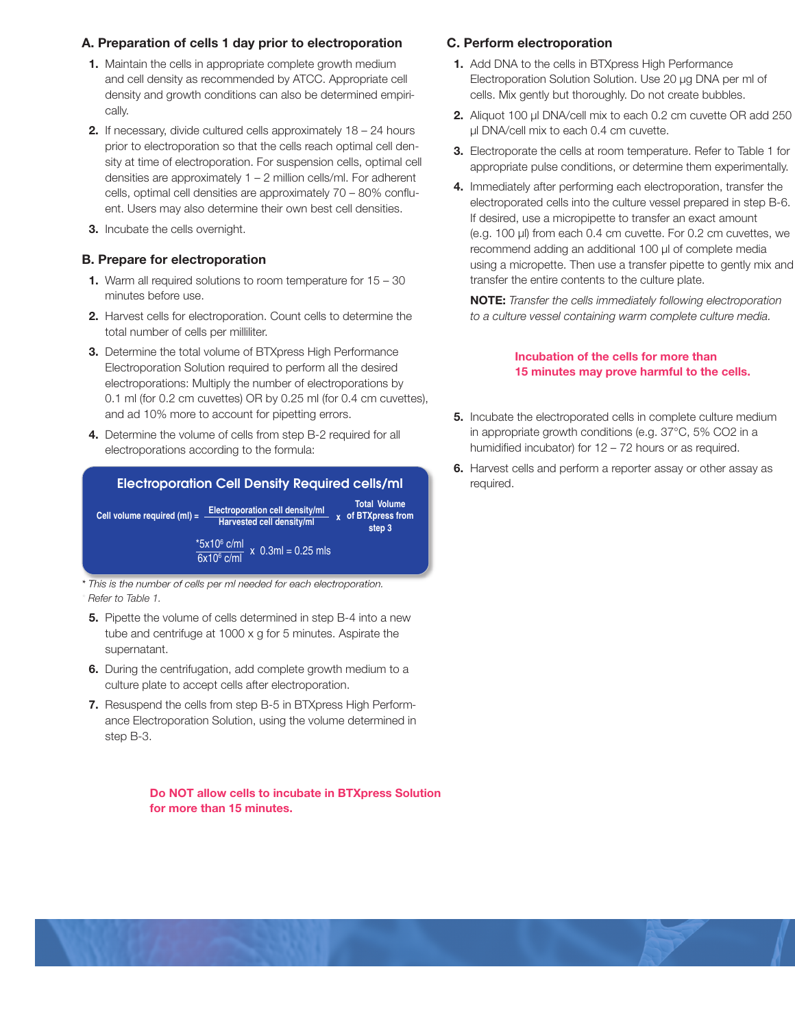### A. Preparation of cells 1 day prior to electroporation

1. Maintain the cells in appropriate complete growth medium and cell density as recommended by ATCC. Appropriate cell density and growth conditions can also be determined empirically.
2. If necessary, divide cultured cells approximately 18 – 24 hours prior to electroporation so that the cells reach optimal cell density at time of electroporation. For suspension cells, optimal cell densities are approximately 1 – 2 million cells/ml. For adherent cells, optimal cell densities are approximately 70 – 80% confluent. Users may also determine their own best cell densities.
3. Incubate the cells overnight.

### B. Prepare for electroporation

1. Warm all required solutions to room temperature for 15 – 30 minutes before use.
2. Harvest cells for electroporation. Count cells to determine the total number of cells per milliliter.
3. Determine the total volume of BTXpress High Performance Electroporation Solution required to perform all the desired electroporations: Multiply the number of electroporations by 0.1 ml (for 0.2 cm cuvettes) OR by 0.25 ml (for 0.4 cm cuvettes), and ad 10% more to account for pipetting errors.
4. Determine the volume of cells from step B-2 required for all electroporations according to the formula:

**Electroporation Cell Density Required cells/ml**

$$\text{Cell volume required (ml)} = \frac{\text{Electroporation cell density/ml}}{\text{Harvested cell density/ml}} \times \text{Total Volume of BTXpress from step 3}$$

$$\frac{{}^{*}5\times10^{6}\ \text{c/ml}}{6\times10^{6}\ \text{c/ml}} \times 0.3\text{ml} = 0.25\ \text{mls}$$

*\* This is the number of cells per ml needed for each electroporation.*
*Refer to Table 1.*

5. Pipette the volume of cells determined in step B-4 into a new tube and centrifuge at 1000 x g for 5 minutes. Aspirate the supernatant.
6. During the centrifugation, add complete growth medium to a culture plate to accept cells after electroporation.
7. Resuspend the cells from step B-5 in BTXpress High Performance Electroporation Solution, using the volume determined in step B-3.

**Do NOT allow cells to incubate in BTXpress Solution for more than 15 minutes.**

### C. Perform electroporation

1. Add DNA to the cells in BTXpress High Performance Electroporation Solution Solution. Use 20 µg DNA per ml of cells. Mix gently but thoroughly. Do not create bubbles.
2. Aliquot 100 µl DNA/cell mix to each 0.2 cm cuvette OR add 250 µl DNA/cell mix to each 0.4 cm cuvette.
3. Electroporate the cells at room temperature. Refer to Table 1 for appropriate pulse conditions, or determine them experimentally.
4. Immediately after performing each electroporation, transfer the electroporated cells into the culture vessel prepared in step B-6. If desired, use a micropipette to transfer an exact amount (e.g. 100 µl) from each 0.4 cm cuvette. For 0.2 cm cuvettes, we recommend adding an additional 100 µl of complete media using a micropette. Then use a transfer pipette to gently mix and transfer the entire contents to the culture plate.

   **NOTE:** *Transfer the cells immediately following electroporation to a culture vessel containing warm complete culture media.*

**Incubation of the cells for more than 15 minutes may prove harmful to the cells.**

5. Incubate the electroporated cells in complete culture medium in appropriate growth conditions (e.g. 37°C, 5% $CO_2$ in a humidified incubator) for 12 – 72 hours or as required.
6. Harvest cells and perform a reporter assay or other assay as required.